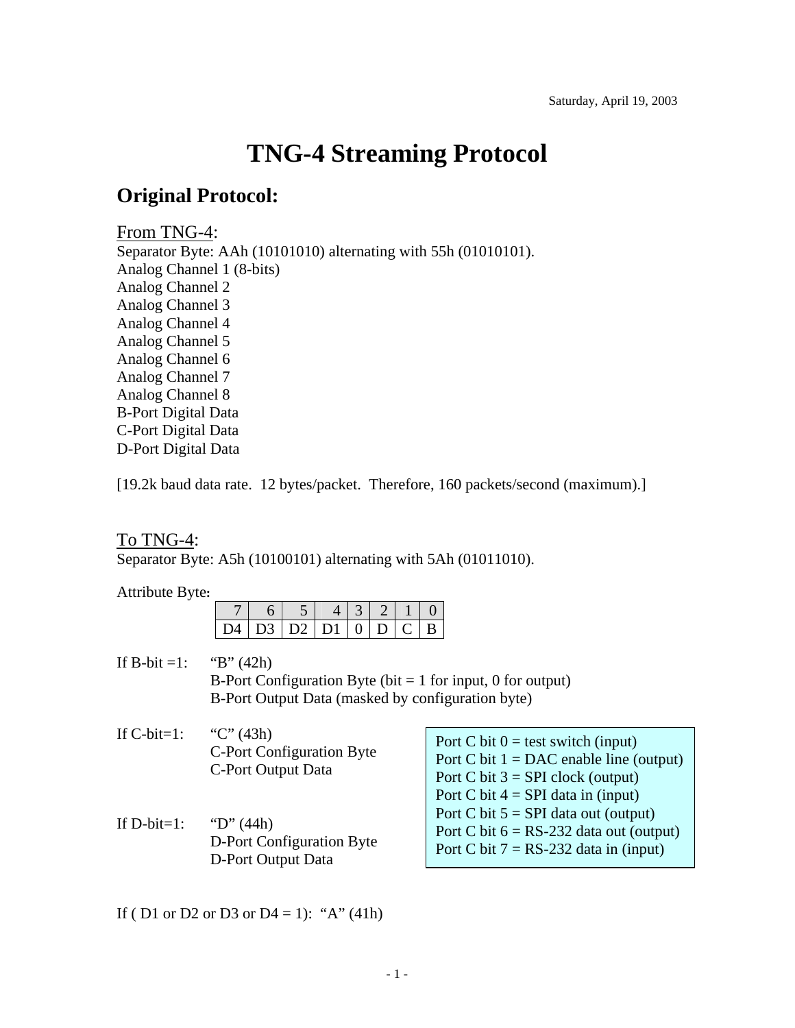Saturday, April 19, 2003

# TNG-4 Streaming Protocol

## Original Protocol:

From TNG-4:

Separator Byte: AAh (10101010) alternating with 55h (01010101).
Analog Channel 1 (8-bits)
Analog Channel 2
Analog Channel 3
Analog Channel 4
Analog Channel 5
Analog Channel 6
Analog Channel 7
Analog Channel 8
B-Port Digital Data
C-Port Digital Data
D-Port Digital Data

[19.2k baud data rate. 12 bytes/packet. Therefore, 160 packets/second (maximum).]

To TNG-4:

Separator Byte: A5h (10100101) alternating with 5Ah (01011010).

Attribute Byte:

| 7 | 6 | 5 | 4 | 3 | 2 | 1 | 0 |
|---|---|---|---|---|---|---|---|
| D4 | D3 | D2 | D1 | 0 | D | C | B |

If B-bit =1: "B" (42h)
B-Port Configuration Byte (bit = 1 for input, 0 for output)
B-Port Output Data (masked by configuration byte)

If C-bit=1: "C" (43h)
C-Port Configuration Byte
C-Port Output Data

If D-bit=1: "D" (44h)
D-Port Configuration Byte
D-Port Output Data

Port C bit 0 = test switch (input)
Port C bit 1 = DAC enable line (output)
Port C bit 3 = SPI clock (output)
Port C bit 4 = SPI data in (input)
Port C bit 5 = SPI data out (output)
Port C bit 6 = RS-232 data out (output)
Port C bit 7 = RS-232 data in (input)

If ( D1 or D2 or D3 or D4 = 1): "A" (41h)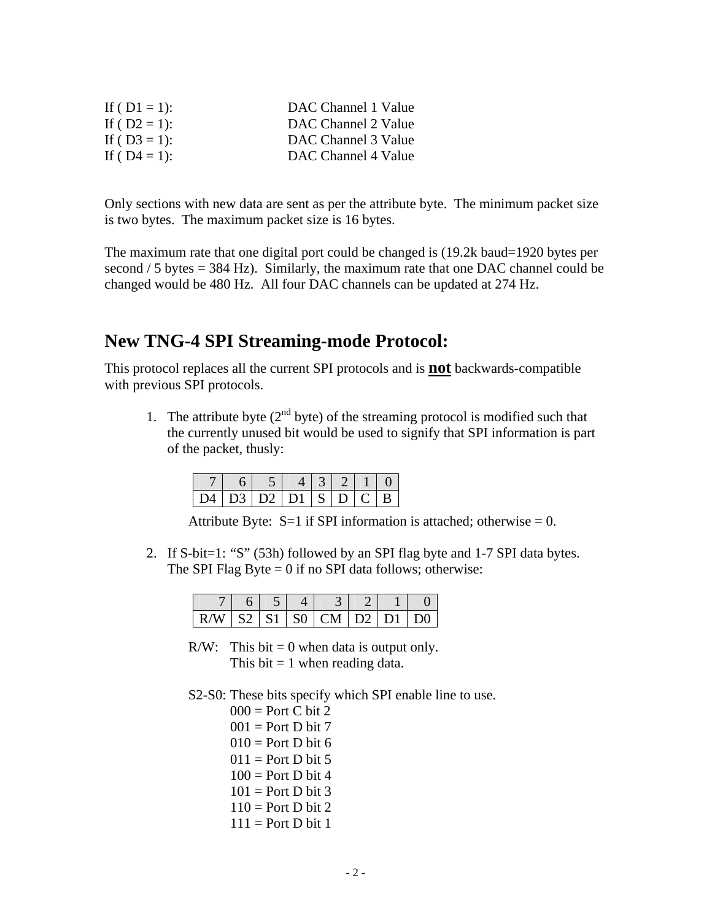If ( D1 = 1): DAC Channel 1 Value
If ( D2 = 1): DAC Channel 2 Value
If ( D3 = 1): DAC Channel 3 Value
If ( D4 = 1): DAC Channel 4 Value

Only sections with new data are sent as per the attribute byte. The minimum packet size is two bytes. The maximum packet size is 16 bytes.

The maximum rate that one digital port could be changed is (19.2k baud=1920 bytes per second / 5 bytes = 384 Hz). Similarly, the maximum rate that one DAC channel could be changed would be 480 Hz. All four DAC channels can be updated at 274 Hz.

## New TNG-4 SPI Streaming-mode Protocol:

This protocol replaces all the current SPI protocols and is **not** backwards-compatible with previous SPI protocols.

1. The attribute byte (2nd byte) of the streaming protocol is modified such that the currently unused bit would be used to signify that SPI information is part of the packet, thusly:

| 7 | 6 | 5 | 4 | 3 | 2 | 1 | 0 |
|---|---|---|---|---|---|---|---|
| D4 | D3 | D2 | D1 | S | D | C | B |

   Attribute Byte: S=1 if SPI information is attached; otherwise = 0.

2. If S-bit=1: “S” (53h) followed by an SPI flag byte and 1-7 SPI data bytes. The SPI Flag Byte = 0 if no SPI data follows; otherwise:

| 7 | 6 | 5 | 4 | 3 | 2 | 1 | 0 |
|---|---|---|---|---|---|---|---|
| R/W | S2 | S1 | S0 | CM | D2 | D1 | D0 |

   R/W: This bit = 0 when data is output only.
   This bit = 1 when reading data.

   S2-S0: These bits specify which SPI enable line to use.
   000 = Port C bit 2
   001 = Port D bit 7
   010 = Port D bit 6
   011 = Port D bit 5
   100 = Port D bit 4
   101 = Port D bit 3
   110 = Port D bit 2
   111 = Port D bit 1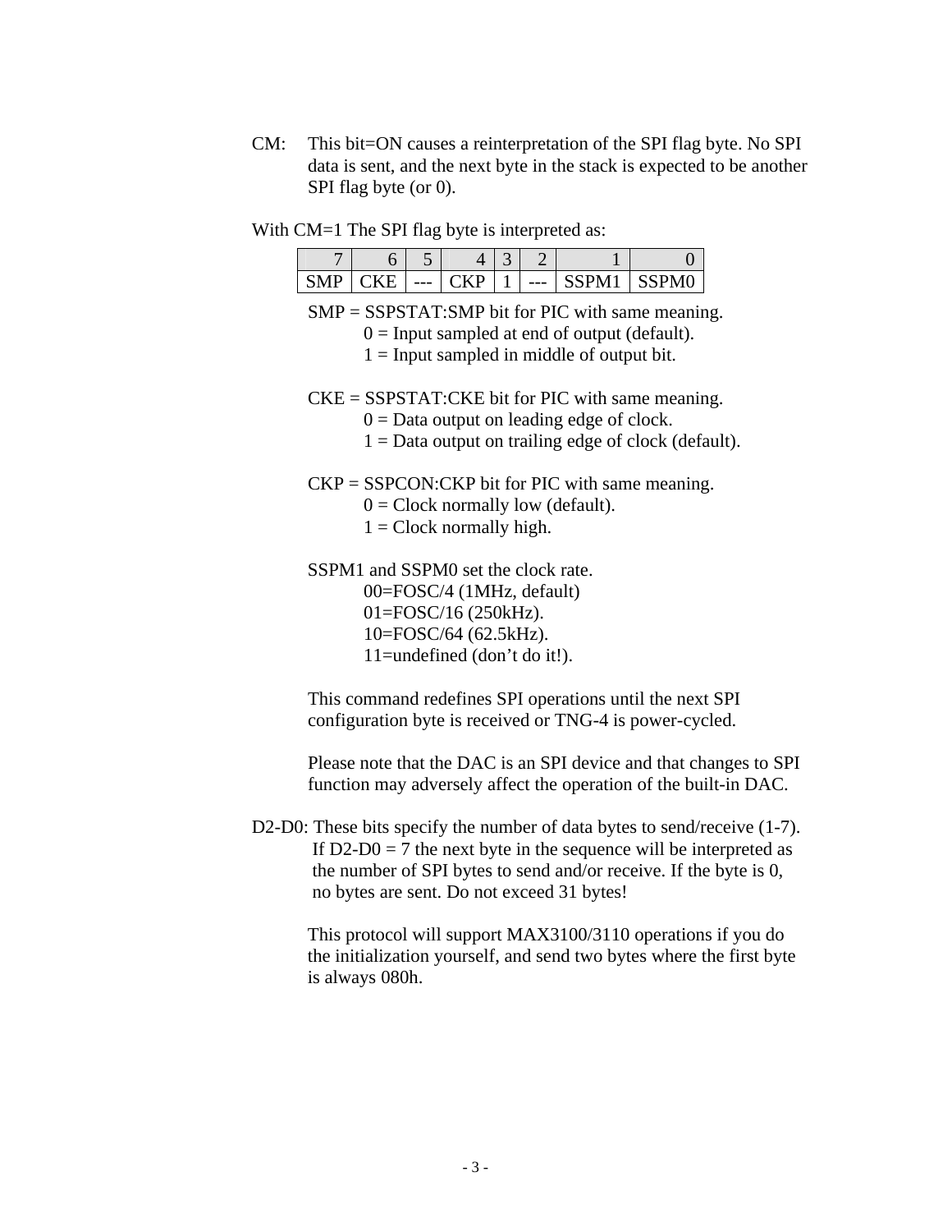CM: This bit=ON causes a reinterpretation of the SPI flag byte. No SPI data is sent, and the next byte in the stack is expected to be another SPI flag byte (or 0).

With CM=1 The SPI flag byte is interpreted as:

| 7 | 6 | 5 | 4 | 3 | 2 | 1 | 0 |
|---|---|---|---|---|---|---|---|
| SMP | CKE | --- | CKP | 1 | --- | SSPM1 | SSPM0 |

SMP = SSPSTAT:SMP bit for PIC with same meaning.
  0 = Input sampled at end of output (default).
  1 = Input sampled in middle of output bit.

CKE = SSPSTAT:CKE bit for PIC with same meaning.
  0 = Data output on leading edge of clock.
  1 = Data output on trailing edge of clock (default).

CKP = SSPCON:CKP bit for PIC with same meaning.
  0 = Clock normally low (default).
  1 = Clock normally high.

SSPM1 and SSPM0 set the clock rate.
  00=FOSC/4 (1MHz, default)
  01=FOSC/16 (250kHz).
  10=FOSC/64 (62.5kHz).
  11=undefined (don't do it!).

This command redefines SPI operations until the next SPI configuration byte is received or TNG-4 is power-cycled.

Please note that the DAC is an SPI device and that changes to SPI function may adversely affect the operation of the built-in DAC.

D2-D0: These bits specify the number of data bytes to send/receive (1-7). If D2-D0 = 7 the next byte in the sequence will be interpreted as the number of SPI bytes to send and/or receive. If the byte is 0, no bytes are sent. Do not exceed 31 bytes!

This protocol will support MAX3100/3110 operations if you do the initialization yourself, and send two bytes where the first byte is always 080h.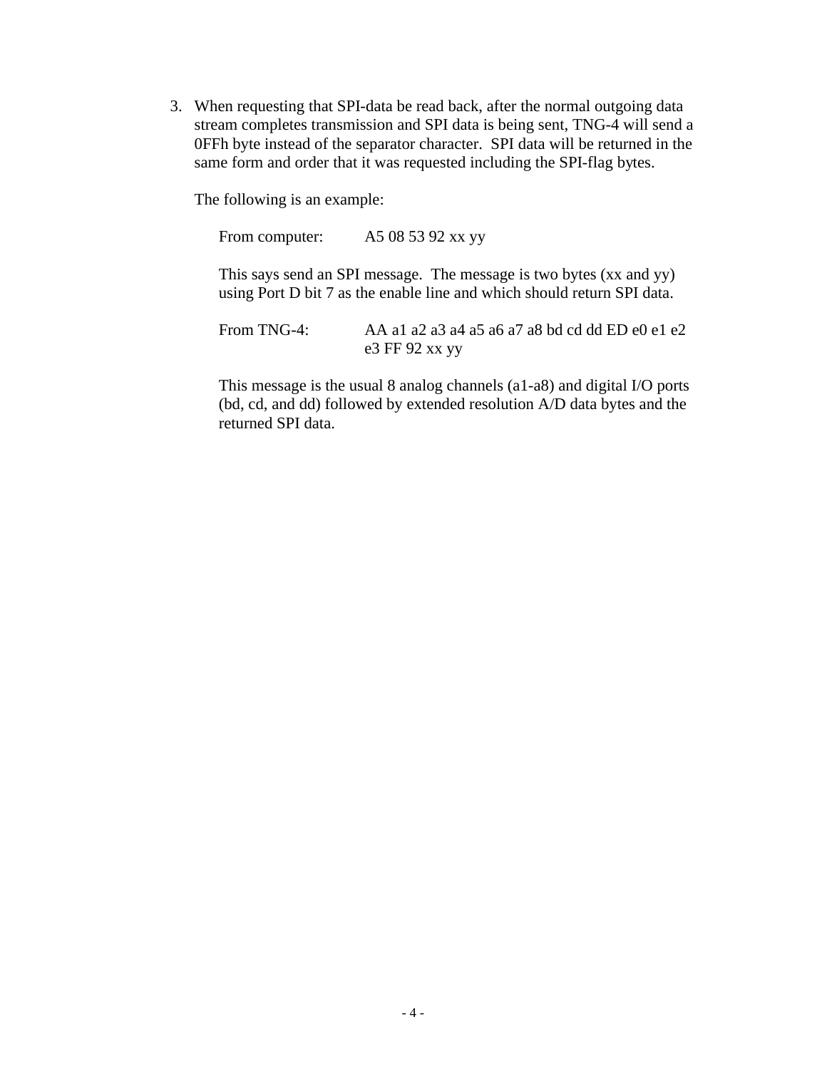3. When requesting that SPI-data be read back, after the normal outgoing data stream completes transmission and SPI data is being sent, TNG-4 will send a 0FFh byte instead of the separator character. SPI data will be returned in the same form and order that it was requested including the SPI-flag bytes.

   The following is an example:

   From computer: A5 08 53 92 xx yy

   This says send an SPI message. The message is two bytes (xx and yy) using Port D bit 7 as the enable line and which should return SPI data.

   From TNG-4: AA a1 a2 a3 a4 a5 a6 a7 a8 bd cd dd ED e0 e1 e2 e3 FF 92 xx yy

   This message is the usual 8 analog channels (a1-a8) and digital I/O ports (bd, cd, and dd) followed by extended resolution A/D data bytes and the returned SPI data.